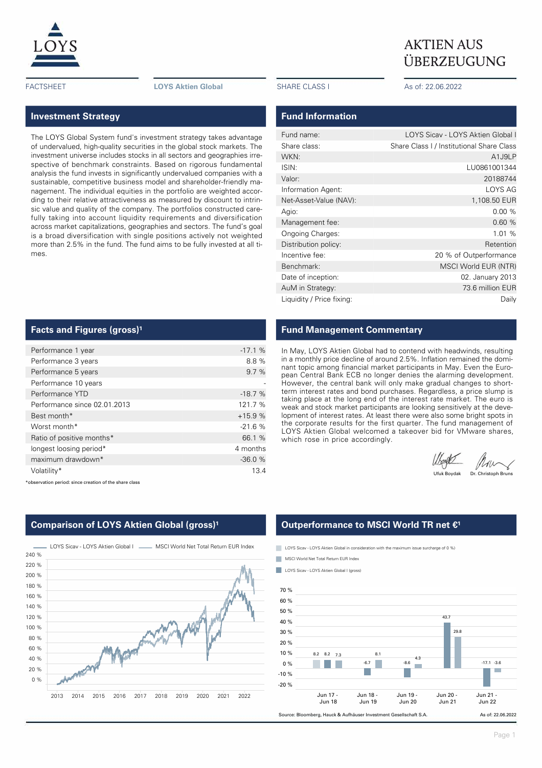# AKTIEN AUS ÜBERZEUGUNG

FACTSHEET | **LOYS Aktien Global** | SHARE CLASS I | As of: 22.06.2022

## Investment Strategy

The LOYS Global System fund's investment strategy takes advantage of undervalued, high-quality securities in the global stock markets. The investment universe includes stocks in all sectors and geographies irrespective of benchmark constraints. Based on rigorous fundamental analysis the fund invests in significantly undervalued companies with a sustainable, competitive business model and shareholder-friendly management. The individual equities in the portfolio are weighted according to their relative attractiveness as measured by discount to intrinsic value and quality of the company. The portfolios constructed carefully taking into account liquidity requirements and diversification across market capitalizations, geographies and sectors. The fund's goal is a broad diversification with single positions actively not weighted more than 2.5% in the fund. The fund aims to be fully invested at all times.

## Fund Information

| | |
|---|---|
| Fund name: | LOYS Sicav - LOYS Aktien Global I |
| Share class: | Share Class I / Institutional Share Class |
| WKN: | A1J9LP |
| ISIN: | LU0861001344 |
| Valor: | 20188744 |
| Information Agent: | LOYS AG |
| Net-Asset-Value (NAV): | 1,108.50 EUR |
| Agio: | 0.00 % |
| Management fee: | 0.60 % |
| Ongoing Charges: | 1.01 % |
| Distribution policy: | Retention |
| Incentive fee: | 20 % of Outperformance |
| Benchmark: | MSCI World EUR (NTR) |
| Date of inception: | 02. January 2013 |
| AuM in Strategy: | 73.6 million EUR |
| Liquidity / Price fixing: | Daily |

## Facts and Figures (gross)[1]

| | |
|---|---|
| Performance 1 year | -17.1 % |
| Performance 3 years | 8.8 % |
| Performance 5 years | 9.7 % |
| Performance 10 years | - |
| Performance YTD | -18.7 % |
| Performance since 02.01.2013 | 121.7 % |
| Best month* | +15.9 % |
| Worst month* | -21.6 % |
| Ratio of positive months* | 66.1 % |
| longest loosing period* | 4 months |
| maximum drawdown* | -36.0 % |
| Volatility* | 13.4 |

*observation period: since creation of the share class

## Fund Management Commentary

In May, LOYS Aktien Global had to contend with headwinds, resulting in a monthly price decline of around 2.5%. Inflation remained the dominant topic among financial market participants in May. Even the European Central Bank ECB no longer denies the alarming development. However, the central bank will only make gradual changes to short-term interest rates and bond purchases. Regardless, a price slump is taking place at the long end of the interest rate market. The euro is weak and stock market participants are looking sensitively at the development of interest rates. At least there were also some bright spots in the corporate results for the first quarter. The fund management of LOYS Aktien Global welcomed a takeover bid for VMware shares, which rose in price accordingly.

Ufuk Boydak    Dr. Christoph Bruns

## Comparison of LOYS Aktien Global (gross)[1]

Legend: LOYS Sicav - LOYS Aktien Global I; MSCI World Net Total Return EUR Index

## Outperformance to MSCI World TR net €[1]

| Period | LOYS Sicav - LOYS Aktien Global in consideration with the maximum issue surcharge of 0 %) | MSCI World Net Total Return EUR Index | LOYS Sicav - LOYS Aktien Global I (gross) |
|---|---|---|---|
| Jun 17 - Jun 18 | 8.2 | 8.2 | 7.3 |
| Jun 18 - Jun 19 | -6.7 | 8.1 | |
| Jun 19 - Jun 20 | -8.6 | 4.3 | |
| Jun 20 - Jun 21 | 43.7 | 29.8 | |
| Jun 21 - Jun 22 | -17.1 | -3.6 | |

Source: Bloomberg, Hauck & Aufhäuser Investment Gesellschaft S.A. As of: 22.06.2022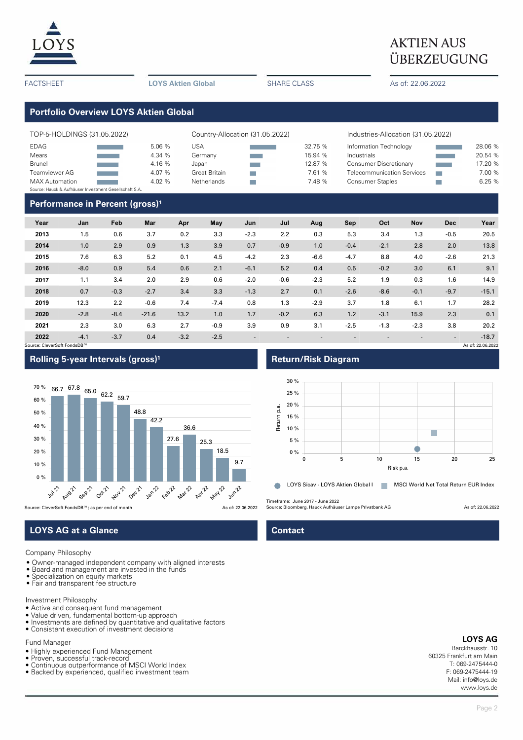AKTIEN AUS ÜBERZEUGUNG

FACTSHEET | LOYS Aktien Global | SHARE CLASS I | As of: 22.06.2022

## Portfolio Overview LOYS Aktien Global

| TOP-5-HOLDINGS (31.05.2022) | |
|---|---|
| EDAG | 5.06 % |
| Mears | 4.34 % |
| Brunel | 4.16 % |
| Teamviewer AG | 4.07 % |
| MAX Automation | 4.02 % |

| Country-Allocation (31.05.2022) | |
|---|---|
| USA | 32.75 % |
| Germany | 15.94 % |
| Japan | 12.87 % |
| Great Britain | 7.61 % |
| Netherlands | 7.48 % |

| Industries-Allocation (31.05.2022) | |
|---|---|
| Information Technology | 28.06 % |
| Industrials | 20.54 % |
| Consumer Discretionary | 17.20 % |
| Telecommunication Services | 7.00 % |
| Consumer Staples | 6.25 % |

Source: Hauck & Aufhäuser Investment Gesellschaft S.A.

## Performance in Percent (gross)[1]

| Year | Jan | Feb | Mar | Apr | May | Jun | Jul | Aug | Sep | Oct | Nov | Dec | Year |
|---|---|---|---|---|---|---|---|---|---|---|---|---|---|
| 2013 | 1.5 | 0.6 | 3.7 | 0.2 | 3.3 | -2.3 | 2.2 | 0.3 | 5.3 | 3.4 | 1.3 | -0.5 | 20.5 |
| 2014 | 1.0 | 2.9 | 0.9 | 1.3 | 3.9 | 0.7 | -0.9 | 1.0 | -0.4 | -2.1 | 2.8 | 2.0 | 13.8 |
| 2015 | 7.6 | 6.3 | 5.2 | 0.1 | 4.5 | -4.2 | 2.3 | -6.6 | -4.7 | 8.8 | 4.0 | -2.6 | 21.3 |
| 2016 | -8.0 | 0.9 | 5.4 | 0.6 | 2.1 | -6.1 | 5.2 | 0.4 | 0.5 | -0.2 | 3.0 | 6.1 | 9.1 |
| 2017 | 1.1 | 3.4 | 2.0 | 2.9 | 0.6 | -2.0 | -0.6 | -2.3 | 5.2 | 1.9 | 0.3 | 1.6 | 14.9 |
| 2018 | 0.7 | -0.3 | -2.7 | 3.4 | 3.3 | -1.3 | 2.7 | 0.1 | -2.6 | -8.6 | -0.1 | -9.7 | -15.1 |
| 2019 | 12.3 | 2.2 | -0.6 | 7.4 | -7.4 | 0.8 | 1.3 | -2.9 | 3.7 | 1.8 | 6.1 | 1.7 | 28.2 |
| 2020 | -2.8 | -8.4 | -21.6 | 13.2 | 1.0 | 1.7 | -0.2 | 6.3 | 1.2 | -3.1 | 15.9 | 2.3 | 0.1 |
| 2021 | 2.3 | 3.0 | 6.3 | 2.7 | -0.9 | 3.9 | 0.9 | 3.1 | -2.5 | -1.3 | -2.3 | 3.8 | 20.2 |
| 2022 | -4.1 | -3.7 | 0.4 | -3.2 | -2.5 | - | - | - | - | - | - | - | -18.7 |

Source: CleverSoft FondsDB™ As of: 22.06.2022

## Rolling 5-year Intervals (gross)[1]

| Jul 21 | Aug 21 | Sep 21 | Oct 21 | Nov 21 | Dec 21 | Jan 22 | Feb 22 | Mar 22 | Apr 22 | May 22 | Jun 22 |
|---|---|---|---|---|---|---|---|---|---|---|---|
| 66.7 | 67.8 | 65.0 | 62.2 | 59.7 | 48.8 | 42.2 | 27.6 | 36.6 | 25.3 | 18.5 | 9.7 |

Source: CleverSoft FondsDB™; as per end of month As of: 22.06.2022

## Return/Risk Diagram

● LOYS Sicav - LOYS Aktien Global I ■ MSCI World Net Total Return EUR Index

Timeframe: June 2017 - June 2022
Source: Bloomberg, Hauck Aufhäuser Lampe Privatbank AG As of: 22.06.2022

## LOYS AG at a Glance

Company Philosophy

- Owner-managed independent company with aligned interests
- Board and management are invested in the funds
- Specialization on equity markets
- Fair and transparent fee structure

Investment Philosophy

- Active and consequent fund management
- Value driven, fundamental bottom-up approach
- Investments are defined by quantitative and qualitative factors
- Consistent execution of investment decisions

Fund Manager

- Highly experienced Fund Management
- Proven, successful track-record
- Continuous outperformance of MSCI World Index
- Backed by experienced, qualified investment team

## Contact

**LOYS AG**
Barckhausstr. 10
60325 Frankfurt am Main
T: 069-2475444-0
F: 069-2475444-19
Mail: info@loys.de
www.loys.de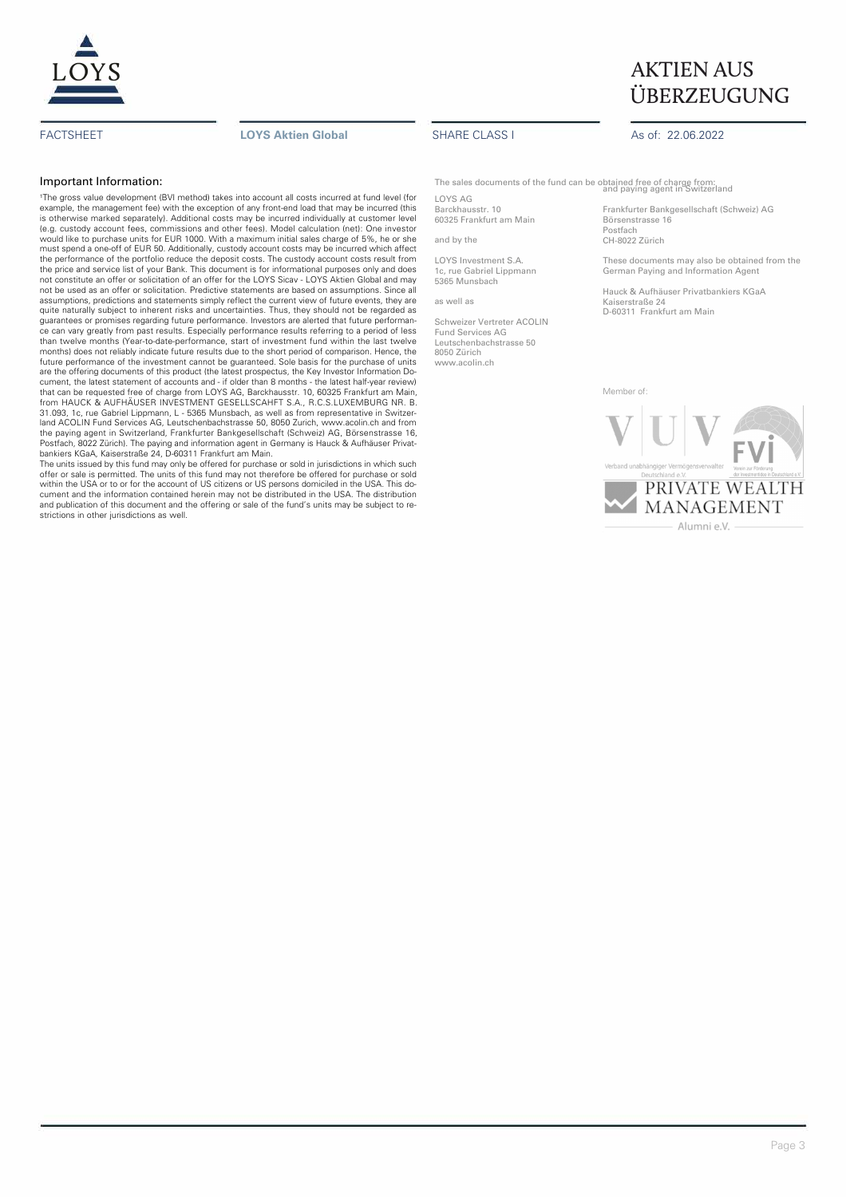AKTIEN AUS ÜBERZEUGUNG

FACTSHEET | **LOYS Aktien Global** | SHARE CLASS I | As of: 22.06.2022

## Important Information:

[1]The gross value development (BVI method) takes into account all costs incurred at fund level (for example, the management fee) with the exception of any front-end load that may be incurred (this is otherwise marked separately). Additional costs may be incurred individually at customer level (e.g. custody account fees, commissions and other fees). Model calculation (net): One investor would like to purchase units for EUR 1000. With a maximum initial sales charge of 5%, he or she must spend a one-off of EUR 50. Additionally, custody account costs may be incurred which affect the performance of the portfolio reduce the deposit costs. The custody account costs result from the price and service list of your Bank. This document is for informational purposes only and does not constitute an offer or solicitation of an offer for the LOYS Sicav - LOYS Aktien Global and may not be used as an offer or solicitation. Predictive statements are based on assumptions. Since all assumptions, predictions and statements simply reflect the current view of future events, they are quite naturally subject to inherent risks and uncertainties. Thus, they should not be regarded as guarantees or promises regarding future performance. Investors are alerted that future performance can vary greatly from past results. Especially performance results referring to a period of less than twelve months (Year-to-date-performance, start of investment fund within the last twelve months) does not reliably indicate future results due to the short period of comparison. Hence, the future performance of the investment cannot be guaranteed. Sole basis for the purchase of units are the offering documents of this product (the latest prospectus, the Key Investor Information Document, the latest statement of accounts and - if older than 8 months - the latest half-year review) that can be requested free of charge from LOYS AG, Barckhausstr. 10, 60325 Frankfurt am Main, from HAUCK & AUFHÄUSER INVESTMENT GESELLSCAHFT S.A., R.C.S.LUXEMBURG NR. B. 31.093, 1c, rue Gabriel Lippmann, L - 5365 Munsbach, as well as from representative in Switzerland ACOLIN Fund Services AG, Leutschenbachstrasse 50, 8050 Zurich, www.acolin.ch and from the paying agent in Switzerland, Frankfurter Bankgesellschaft (Schweiz) AG, Börsenstrasse 16, Postfach, 8022 Zürich). The paying and information agent in Germany is Hauck & Aufhäuser Privatbankiers KGaA, Kaiserstraße 24, D-60311 Frankfurt am Main.

The units issued by this fund may only be offered for purchase or sold in jurisdictions in which such offer or sale is permitted. The units of this fund may not therefore be offered for purchase or sold within the USA or to or for the account of US citizens or US persons domiciled in the USA. This document and the information contained herein may not be distributed in the USA. The distribution and publication of this document and the offering or sale of the fund's units may be subject to restrictions in other jurisdictions as well.

The sales documents of the fund can be obtained free of charge from:

LOYS AG
Barckhausstr. 10
60325 Frankfurt am Main

and by the

LOYS Investment S.A.
1c, rue Gabriel Lippmann
5365 Munsbach

as well as

Schweizer Vertreter ACOLIN
Fund Services AG
Leutschenbachstrasse 50
8050 Zürich
www.acolin.ch

and paying agent in Switzerland

Frankfurter Bankgesellschaft (Schweiz) AG
Börsenstrasse 16
Postfach
CH-8022 Zürich

These documents may also be obtained from the German Paying and Information Agent

Hauck & Aufhäuser Privatbankiers KGaA
Kaiserstraße 24
D-60311 Frankfurt am Main

Member of:

VUV – Verband unabhängiger Vermögensverwalter Deutschland e.V.

FVI – Verein zur Förderung der Investmentidee in Deutschland e.V.

PRIVATE WEALTH MANAGEMENT Alumni e.V.